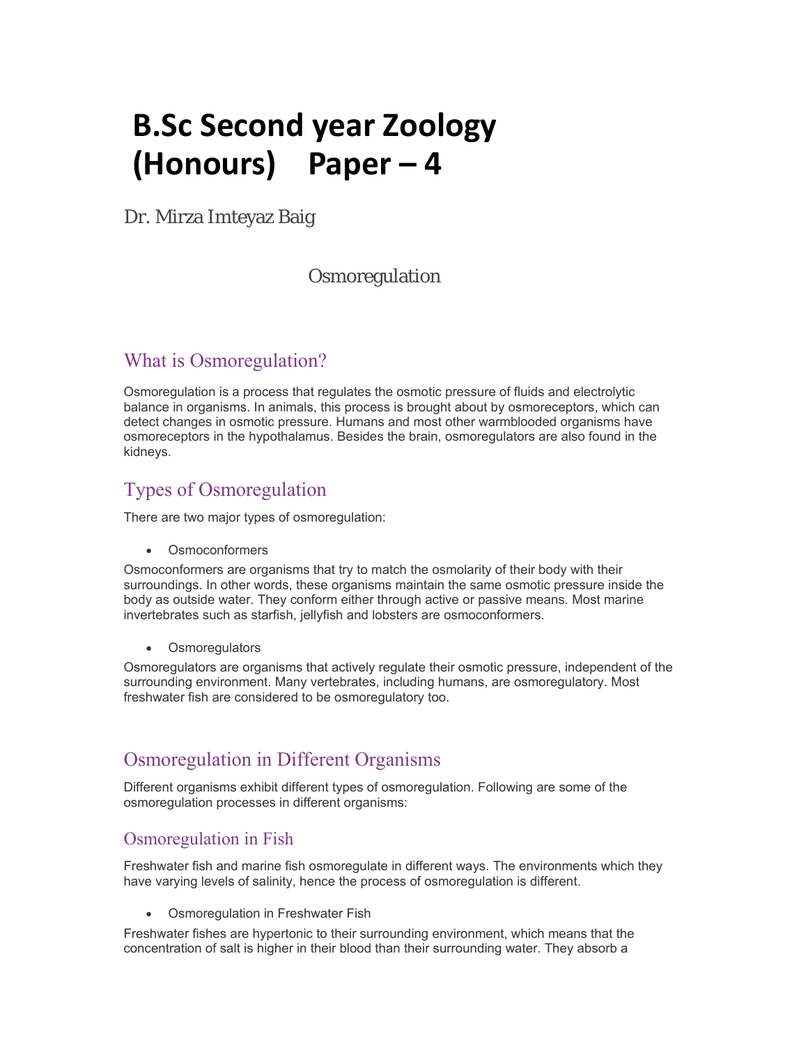# B.Sc Second year Zoology (Honours) Paper – 4

Dr. Mirza Imteyaz Baig

Osmoregulation

## What is Osmoregulation?

Osmoregulation is a process that regulates the osmotic pressure of fluids and electrolytic balance in organisms. In animals, this process is brought about by osmoreceptors, which can detect changes in osmotic pressure. Humans and most other warmblooded organisms have osmoreceptors in the hypothalamus. Besides the brain, osmoregulators are also found in the kidneys.

## Types of Osmoregulation

There are two major types of osmoregulation:

- Osmoconformers

Osmoconformers are organisms that try to match the osmolarity of their body with their surroundings. In other words, these organisms maintain the same osmotic pressure inside the body as outside water. They conform either through active or passive means. Most marine invertebrates such as starfish, jellyfish and lobsters are osmoconformers.

- Osmoregulators

Osmoregulators are organisms that actively regulate their osmotic pressure, independent of the surrounding environment. Many vertebrates, including humans, are osmoregulatory. Most freshwater fish are considered to be osmoregulatory too.

## Osmoregulation in Different Organisms

Different organisms exhibit different types of osmoregulation. Following are some of the osmoregulation processes in different organisms:

### Osmoregulation in Fish

Freshwater fish and marine fish osmoregulate in different ways. The environments which they have varying levels of salinity, hence the process of osmoregulation is different.

- Osmoregulation in Freshwater Fish

Freshwater fishes are hypertonic to their surrounding environment, which means that the concentration of salt is higher in their blood than their surrounding water. They absorb a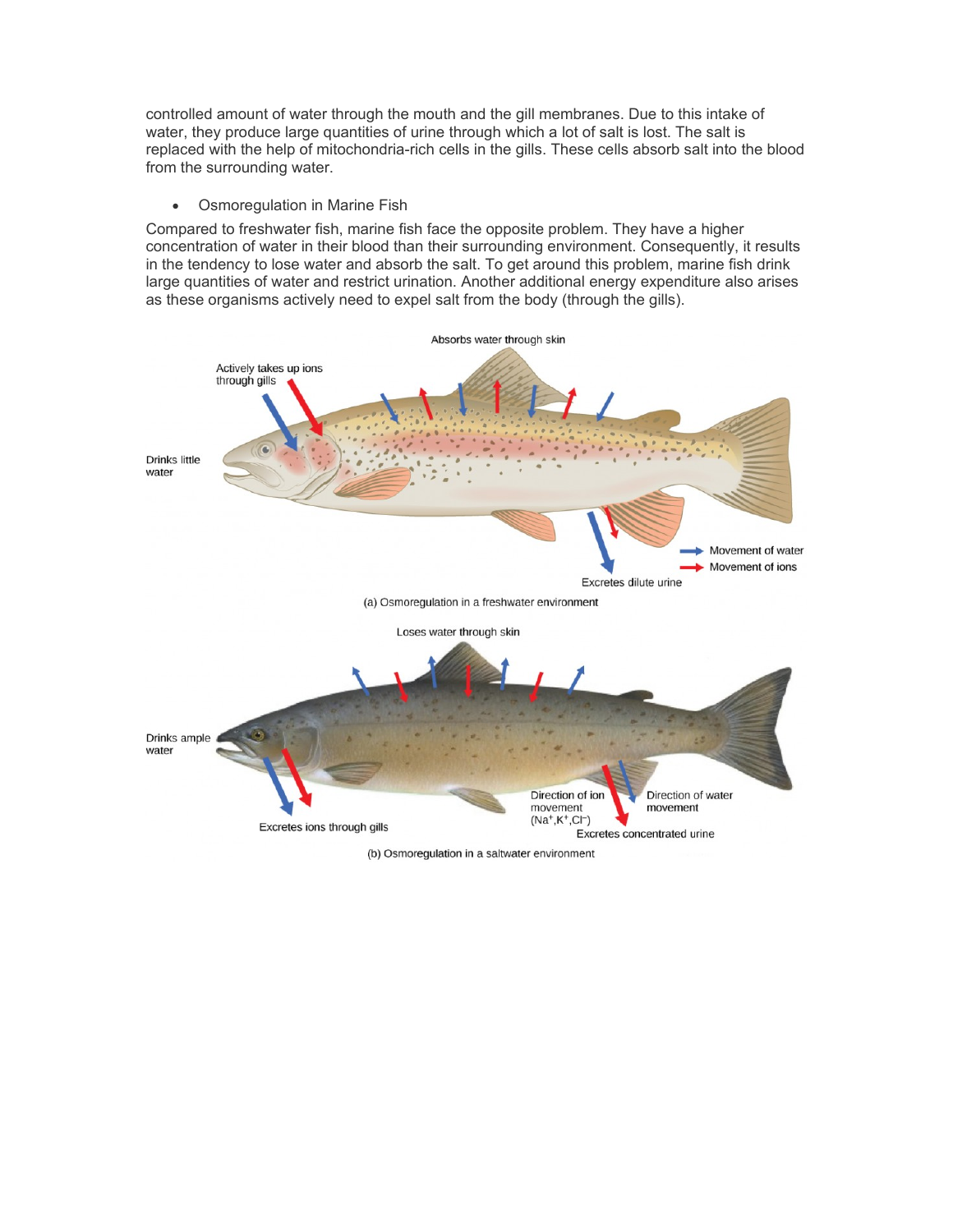controlled amount of water through the mouth and the gill membranes. Due to this intake of water, they produce large quantities of urine through which a lot of salt is lost. The salt is replaced with the help of mitochondria-rich cells in the gills. These cells absorb salt into the blood from the surrounding water.

- Osmoregulation in Marine Fish

Compared to freshwater fish, marine fish face the opposite problem. They have a higher concentration of water in their blood than their surrounding environment. Consequently, it results in the tendency to lose water and absorb the salt. To get around this problem, marine fish drink large quantities of water and restrict urination. Another additional energy expenditure also arises as these organisms actively need to expel salt from the body (through the gills).

(a) Osmoregulation in a freshwater environment

(b) Osmoregulation in a saltwater environment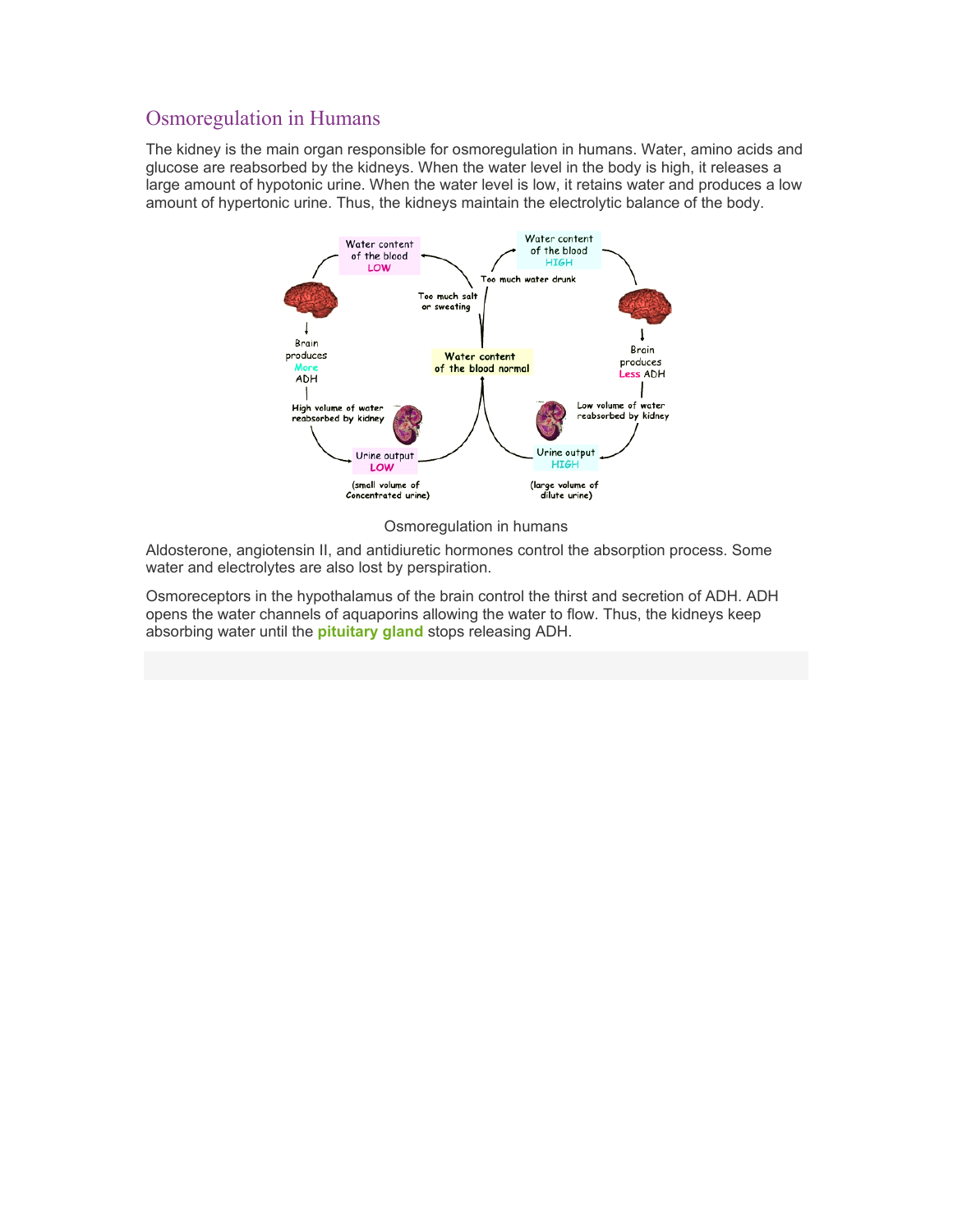## Osmoregulation in Humans

The kidney is the main organ responsible for osmoregulation in humans. Water, amino acids and glucose are reabsorbed by the kidneys. When the water level in the body is high, it releases a large amount of hypotonic urine. When the water level is low, it retains water and produces a low amount of hypertonic urine. Thus, the kidneys maintain the electrolytic balance of the body.

Water content of the blood LOW

Too much salt or sweating

Brain produces More ADH

High volume of water reabsorbed by kidney

Urine output LOW

(small volume of Concentrated urine)

Water content of the blood normal

Water content of the blood HIGH

Too much water drunk

Brain produces Less ADH

Low volume of water reabsorbed by kidney

Urine output HIGH

(large volume of dilute urine)

Osmoregulation in humans

Aldosterone, angiotensin II, and antidiuretic hormones control the absorption process. Some water and electrolytes are also lost by perspiration.

Osmoreceptors in the hypothalamus of the brain control the thirst and secretion of ADH. ADH opens the water channels of aquaporins allowing the water to flow. Thus, the kidneys keep absorbing water until the **pituitary gland** stops releasing ADH.